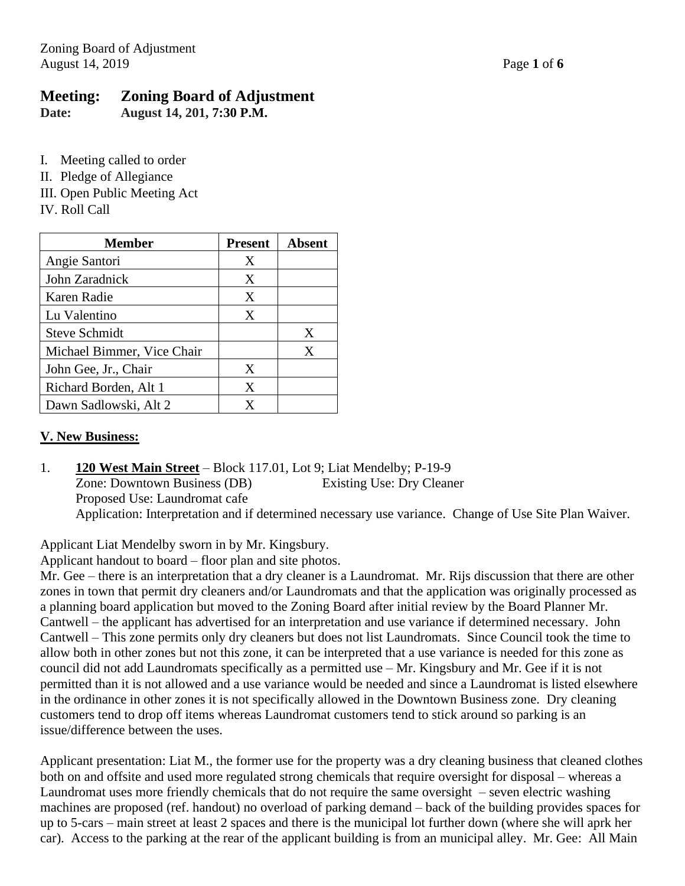# Meeting: Zoning Board of Adjustment

**Date: August 14, 201, 7:30 P.M.**

I. Meeting called to order
II. Pledge of Allegiance
III. Open Public Meeting Act
IV. Roll Call

| Member | Present | Absent |
|---|---|---|
| Angie Santori | X | |
| John Zaradnick | X | |
| Karen Radie | X | |
| Lu Valentino | X | |
| Steve Schmidt | | X |
| Michael Bimmer, Vice Chair | | X |
| John Gee, Jr., Chair | X | |
| Richard Borden, Alt 1 | X | |
| Dawn Sadlowski, Alt 2 | X | |

**V. New Business:**

1. **120 West Main Street** – Block 117.01, Lot 9; Liat Mendelby; P-19-9
   Zone: Downtown Business (DB) Existing Use: Dry Cleaner
   Proposed Use: Laundromat cafe
   Application: Interpretation and if determined necessary use variance. Change of Use Site Plan Waiver.

Applicant Liat Mendelby sworn in by Mr. Kingsbury.
Applicant handout to board – floor plan and site photos.
Mr. Gee – there is an interpretation that a dry cleaner is a Laundromat. Mr. Rijs discussion that there are other zones in town that permit dry cleaners and/or Laundromats and that the application was originally processed as a planning board application but moved to the Zoning Board after initial review by the Board Planner Mr. Cantwell – the applicant has advertised for an interpretation and use variance if determined necessary. John Cantwell – This zone permits only dry cleaners but does not list Laundromats. Since Council took the time to allow both in other zones but not this zone, it can be interpreted that a use variance is needed for this zone as council did not add Laundromats specifically as a permitted use – Mr. Kingsbury and Mr. Gee if it is not permitted than it is not allowed and a use variance would be needed and since a Laundromat is listed elsewhere in the ordinance in other zones it is not specifically allowed in the Downtown Business zone. Dry cleaning customers tend to drop off items whereas Laundromat customers tend to stick around so parking is an issue/difference between the uses.

Applicant presentation: Liat M., the former use for the property was a dry cleaning business that cleaned clothes both on and offsite and used more regulated strong chemicals that require oversight for disposal – whereas a Laundromat uses more friendly chemicals that do not require the same oversight – seven electric washing machines are proposed (ref. handout) no overload of parking demand – back of the building provides spaces for up to 5-cars – main street at least 2 spaces and there is the municipal lot further down (where she will aprk her car). Access to the parking at the rear of the applicant building is from an municipal alley. Mr. Gee: All Main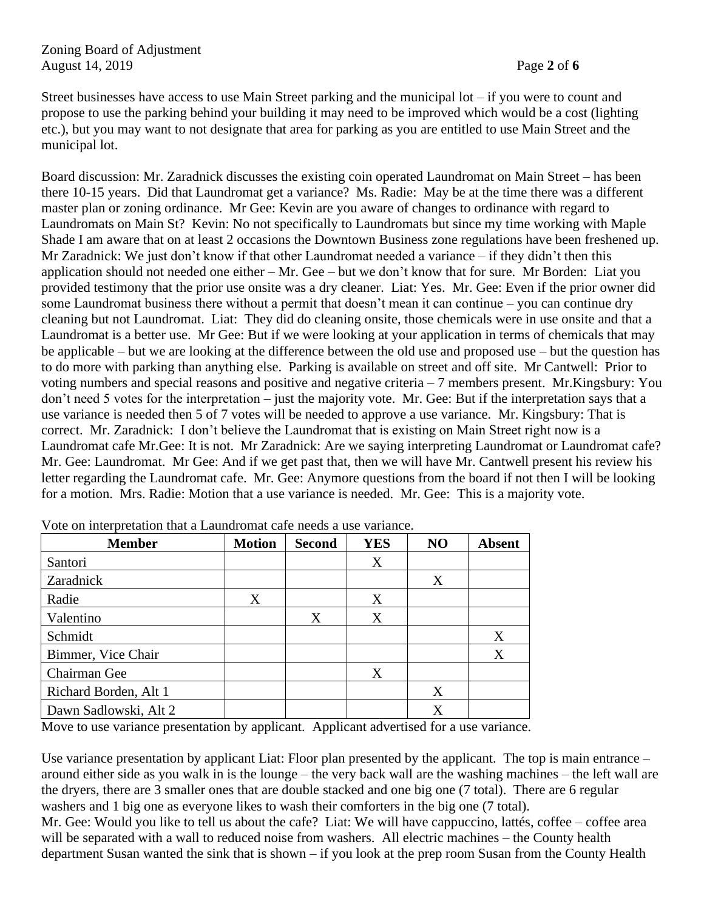Street businesses have access to use Main Street parking and the municipal lot – if you were to count and propose to use the parking behind your building it may need to be improved which would be a cost (lighting etc.), but you may want to not designate that area for parking as you are entitled to use Main Street and the municipal lot.

Board discussion: Mr. Zaradnick discusses the existing coin operated Laundromat on Main Street – has been there 10-15 years. Did that Laundromat get a variance? Ms. Radie: May be at the time there was a different master plan or zoning ordinance. Mr Gee: Kevin are you aware of changes to ordinance with regard to Laundromats on Main St? Kevin: No not specifically to Laundromats but since my time working with Maple Shade I am aware that on at least 2 occasions the Downtown Business zone regulations have been freshened up. Mr Zaradnick: We just don't know if that other Laundromat needed a variance – if they didn't then this application should not needed one either – Mr. Gee – but we don't know that for sure. Mr Borden: Liat you provided testimony that the prior use onsite was a dry cleaner. Liat: Yes. Mr. Gee: Even if the prior owner did some Laundromat business there without a permit that doesn't mean it can continue – you can continue dry cleaning but not Laundromat. Liat: They did do cleaning onsite, those chemicals were in use onsite and that a Laundromat is a better use. Mr Gee: But if we were looking at your application in terms of chemicals that may be applicable – but we are looking at the difference between the old use and proposed use – but the question has to do more with parking than anything else. Parking is available on street and off site. Mr Cantwell: Prior to voting numbers and special reasons and positive and negative criteria – 7 members present. Mr.Kingsbury: You don't need 5 votes for the interpretation – just the majority vote. Mr. Gee: But if the interpretation says that a use variance is needed then 5 of 7 votes will be needed to approve a use variance. Mr. Kingsbury: That is correct. Mr. Zaradnick: I don't believe the Laundromat that is existing on Main Street right now is a Laundromat cafe Mr.Gee: It is not. Mr Zaradnick: Are we saying interpreting Laundromat or Laundromat cafe? Mr. Gee: Laundromat. Mr Gee: And if we get past that, then we will have Mr. Cantwell present his review his letter regarding the Laundromat cafe. Mr. Gee: Anymore questions from the board if not then I will be looking for a motion. Mrs. Radie: Motion that a use variance is needed. Mr. Gee: This is a majority vote.

Vote on interpretation that a Laundromat cafe needs a use variance.

| Member | Motion | Second | YES | NO | Absent |
|---|---|---|---|---|---|
| Santori | | | X | | |
| Zaradnick | | | | X | |
| Radie | X | | X | | |
| Valentino | | X | X | | |
| Schmidt | | | | | X |
| Bimmer, Vice Chair | | | | | X |
| Chairman Gee | | | X | | |
| Richard Borden, Alt 1 | | | | X | |
| Dawn Sadlowski, Alt 2 | | | | X | |

Move to use variance presentation by applicant. Applicant advertised for a use variance.

Use variance presentation by applicant Liat: Floor plan presented by the applicant. The top is main entrance – around either side as you walk in is the lounge – the very back wall are the washing machines – the left wall are the dryers, there are 3 smaller ones that are double stacked and one big one (7 total). There are 6 regular washers and 1 big one as everyone likes to wash their comforters in the big one (7 total).

Mr. Gee: Would you like to tell us about the cafe? Liat: We will have cappuccino, lattés, coffee – coffee area will be separated with a wall to reduced noise from washers. All electric machines – the County health department Susan wanted the sink that is shown – if you look at the prep room Susan from the County Health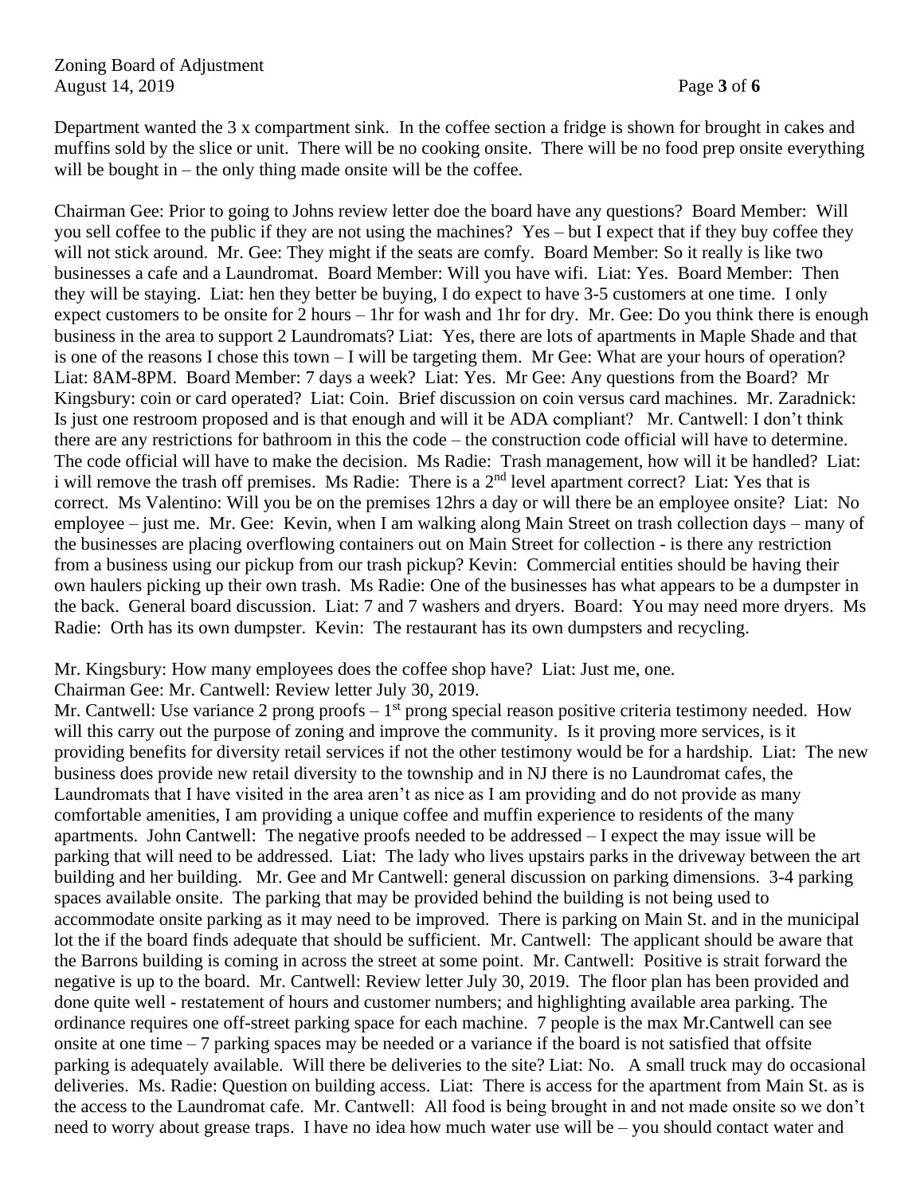Department wanted the 3 x compartment sink. In the coffee section a fridge is shown for brought in cakes and muffins sold by the slice or unit. There will be no cooking onsite. There will be no food prep onsite everything will be bought in – the only thing made onsite will be the coffee.

Chairman Gee: Prior to going to Johns review letter doe the board have any questions? Board Member: Will you sell coffee to the public if they are not using the machines? Yes – but I expect that if they buy coffee they will not stick around. Mr. Gee: They might if the seats are comfy. Board Member: So it really is like two businesses a cafe and a Laundromat. Board Member: Will you have wifi. Liat: Yes. Board Member: Then they will be staying. Liat: hen they better be buying, I do expect to have 3-5 customers at one time. I only expect customers to be onsite for 2 hours – 1hr for wash and 1hr for dry. Mr. Gee: Do you think there is enough business in the area to support 2 Laundromats? Liat: Yes, there are lots of apartments in Maple Shade and that is one of the reasons I chose this town – I will be targeting them. Mr Gee: What are your hours of operation? Liat: 8AM-8PM. Board Member: 7 days a week? Liat: Yes. Mr Gee: Any questions from the Board? Mr Kingsbury: coin or card operated? Liat: Coin. Brief discussion on coin versus card machines. Mr. Zaradnick: Is just one restroom proposed and is that enough and will it be ADA compliant? Mr. Cantwell: I don't think there are any restrictions for bathroom in this the code – the construction code official will have to determine. The code official will have to make the decision. Ms Radie: Trash management, how will it be handled? Liat: i will remove the trash off premises. Ms Radie: There is a 2nd level apartment correct? Liat: Yes that is correct. Ms Valentino: Will you be on the premises 12hrs a day or will there be an employee onsite? Liat: No employee – just me. Mr. Gee: Kevin, when I am walking along Main Street on trash collection days – many of the businesses are placing overflowing containers out on Main Street for collection - is there any restriction from a business using our pickup from our trash pickup? Kevin: Commercial entities should be having their own haulers picking up their own trash. Ms Radie: One of the businesses has what appears to be a dumpster in the back. General board discussion. Liat: 7 and 7 washers and dryers. Board: You may need more dryers. Ms Radie: Orth has its own dumpster. Kevin: The restaurant has its own dumpsters and recycling.

Mr. Kingsbury: How many employees does the coffee shop have? Liat: Just me, one.
Chairman Gee: Mr. Cantwell: Review letter July 30, 2019.
Mr. Cantwell: Use variance 2 prong proofs – 1st prong special reason positive criteria testimony needed. How will this carry out the purpose of zoning and improve the community. Is it proving more services, is it providing benefits for diversity retail services if not the other testimony would be for a hardship. Liat: The new business does provide new retail diversity to the township and in NJ there is no Laundromat cafes, the Laundromats that I have visited in the area aren't as nice as I am providing and do not provide as many comfortable amenities, I am providing a unique coffee and muffin experience to residents of the many apartments. John Cantwell: The negative proofs needed to be addressed – I expect the may issue will be parking that will need to be addressed. Liat: The lady who lives upstairs parks in the driveway between the art building and her building. Mr. Gee and Mr Cantwell: general discussion on parking dimensions. 3-4 parking spaces available onsite. The parking that may be provided behind the building is not being used to accommodate onsite parking as it may need to be improved. There is parking on Main St. and in the municipal lot the if the board finds adequate that should be sufficient. Mr. Cantwell: The applicant should be aware that the Barrons building is coming in across the street at some point. Mr. Cantwell: Positive is strait forward the negative is up to the board. Mr. Cantwell: Review letter July 30, 2019. The floor plan has been provided and done quite well - restatement of hours and customer numbers; and highlighting available area parking. The ordinance requires one off-street parking space for each machine. 7 people is the max Mr.Cantwell can see onsite at one time – 7 parking spaces may be needed or a variance if the board is not satisfied that offsite parking is adequately available. Will there be deliveries to the site? Liat: No. A small truck may do occasional deliveries. Ms. Radie: Question on building access. Liat: There is access for the apartment from Main St. as is the access to the Laundromat cafe. Mr. Cantwell: All food is being brought in and not made onsite so we don't need to worry about grease traps. I have no idea how much water use will be – you should contact water and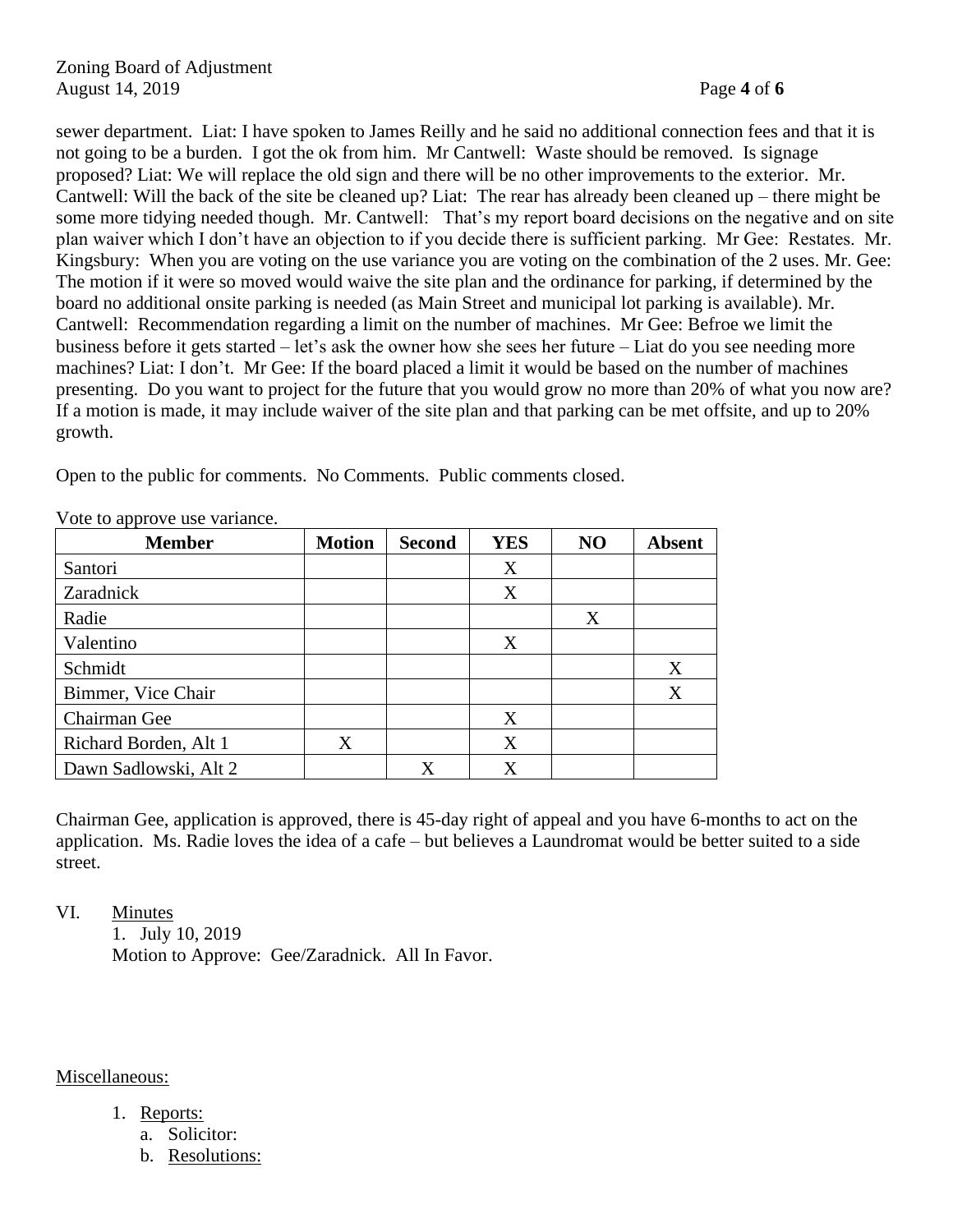sewer department. Liat: I have spoken to James Reilly and he said no additional connection fees and that it is not going to be a burden. I got the ok from him. Mr Cantwell: Waste should be removed. Is signage proposed? Liat: We will replace the old sign and there will be no other improvements to the exterior. Mr. Cantwell: Will the back of the site be cleaned up? Liat: The rear has already been cleaned up – there might be some more tidying needed though. Mr. Cantwell: That's my report board decisions on the negative and on site plan waiver which I don't have an objection to if you decide there is sufficient parking. Mr Gee: Restates. Mr. Kingsbury: When you are voting on the use variance you are voting on the combination of the 2 uses. Mr. Gee: The motion if it were so moved would waive the site plan and the ordinance for parking, if determined by the board no additional onsite parking is needed (as Main Street and municipal lot parking is available). Mr. Cantwell: Recommendation regarding a limit on the number of machines. Mr Gee: Befroe we limit the business before it gets started – let's ask the owner how she sees her future – Liat do you see needing more machines? Liat: I don't. Mr Gee: If the board placed a limit it would be based on the number of machines presenting. Do you want to project for the future that you would grow no more than 20% of what you now are? If a motion is made, it may include waiver of the site plan and that parking can be met offsite, and up to 20% growth.

Open to the public for comments. No Comments. Public comments closed.

Vote to approve use variance.

| Member | Motion | Second | YES | NO | Absent |
|---|---|---|---|---|---|
| Santori | | | X | | |
| Zaradnick | | | X | | |
| Radie | | | | X | |
| Valentino | | | X | | |
| Schmidt | | | | | X |
| Bimmer, Vice Chair | | | | | X |
| Chairman Gee | | | X | | |
| Richard Borden, Alt 1 | X | | X | | |
| Dawn Sadlowski, Alt 2 | | X | X | | |

Chairman Gee, application is approved, there is 45-day right of appeal and you have 6-months to act on the application. Ms. Radie loves the idea of a cafe – but believes a Laundromat would be better suited to a side street.

VI. Minutes

1. July 10, 2019

Motion to Approve: Gee/Zaradnick. All In Favor.

Miscellaneous:

1. Reports:
   a. Solicitor:
   b. Resolutions: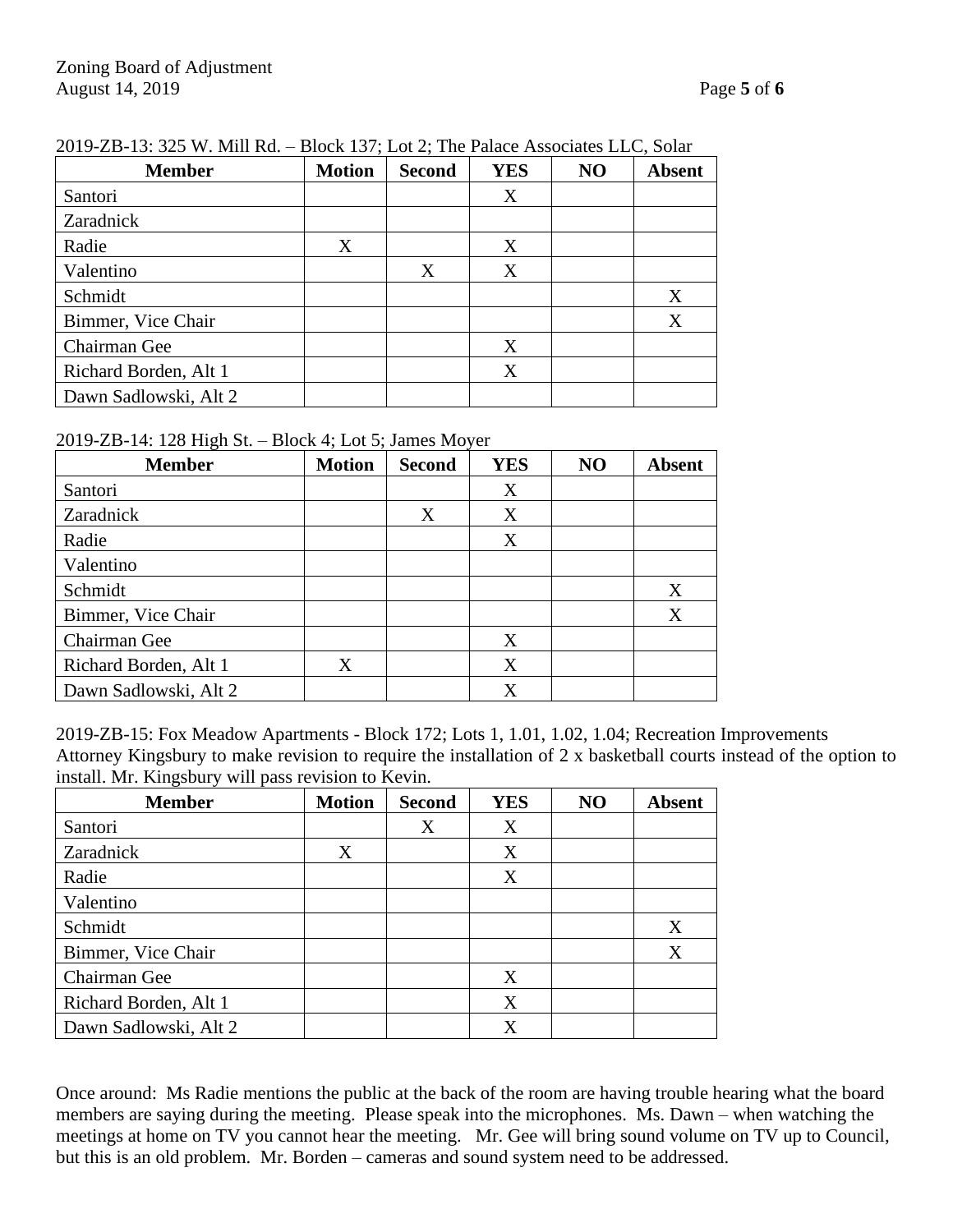2019-ZB-13: 325 W. Mill Rd. – Block 137; Lot 2; The Palace Associates LLC, Solar

| Member | Motion | Second | YES | NO | Absent |
|---|---|---|---|---|---|
| Santori | | | X | | |
| Zaradnick | | | | | |
| Radie | X | | X | | |
| Valentino | | X | X | | |
| Schmidt | | | | | X |
| Bimmer, Vice Chair | | | | | X |
| Chairman Gee | | | X | | |
| Richard Borden, Alt 1 | | | X | | |
| Dawn Sadlowski, Alt 2 | | | | | |

2019-ZB-14: 128 High St. – Block 4; Lot 5; James Moyer

| Member | Motion | Second | YES | NO | Absent |
|---|---|---|---|---|---|
| Santori | | | X | | |
| Zaradnick | | X | X | | |
| Radie | | | X | | |
| Valentino | | | | | |
| Schmidt | | | | | X |
| Bimmer, Vice Chair | | | | | X |
| Chairman Gee | | | X | | |
| Richard Borden, Alt 1 | X | | X | | |
| Dawn Sadlowski, Alt 2 | | | X | | |

2019-ZB-15: Fox Meadow Apartments - Block 172; Lots 1, 1.01, 1.02, 1.04; Recreation Improvements
Attorney Kingsbury to make revision to require the installation of 2 x basketball courts instead of the option to install. Mr. Kingsbury will pass revision to Kevin.

| Member | Motion | Second | YES | NO | Absent |
|---|---|---|---|---|---|
| Santori | | X | X | | |
| Zaradnick | X | | X | | |
| Radie | | | X | | |
| Valentino | | | | | |
| Schmidt | | | | | X |
| Bimmer, Vice Chair | | | | | X |
| Chairman Gee | | | X | | |
| Richard Borden, Alt 1 | | | X | | |
| Dawn Sadlowski, Alt 2 | | | X | | |

Once around: Ms Radie mentions the public at the back of the room are having trouble hearing what the board members are saying during the meeting. Please speak into the microphones. Ms. Dawn – when watching the meetings at home on TV you cannot hear the meeting. Mr. Gee will bring sound volume on TV up to Council, but this is an old problem. Mr. Borden – cameras and sound system need to be addressed.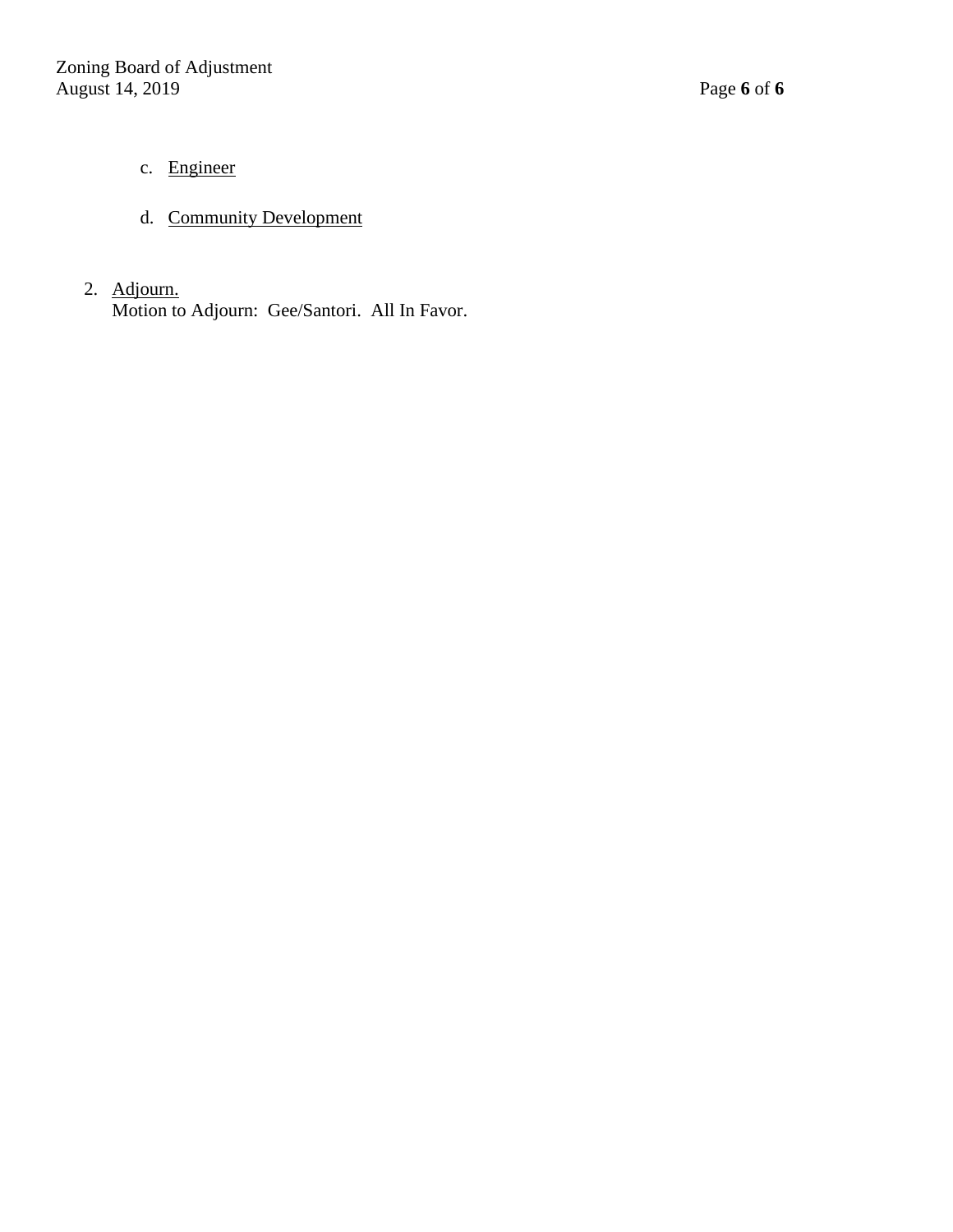c. Engineer

d. Community Development

2. Adjourn.
   Motion to Adjourn: Gee/Santori. All In Favor.